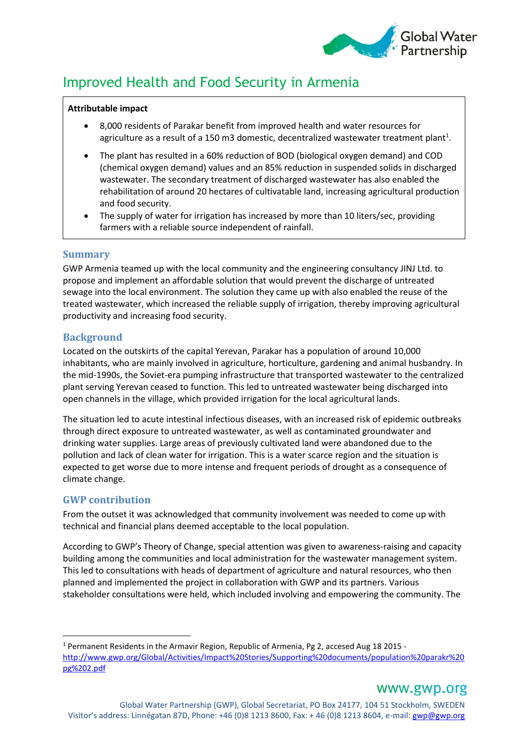# Improved Health and Food Security in Armenia

**Attributable impact**

- 8,000 residents of Parakar benefit from improved health and water resources for agriculture as a result of a 150 m3 domestic, decentralized wastewater treatment plant[1].
- The plant has resulted in a 60% reduction of BOD (biological oxygen demand) and COD (chemical oxygen demand) values and an 85% reduction in suspended solids in discharged wastewater. The secondary treatment of discharged wastewater has also enabled the rehabilitation of around 20 hectares of cultivatable land, increasing agricultural production and food security.
- The supply of water for irrigation has increased by more than 10 liters/sec, providing farmers with a reliable source independent of rainfall.

## Summary

GWP Armenia teamed up with the local community and the engineering consultancy JINJ Ltd. to propose and implement an affordable solution that would prevent the discharge of untreated sewage into the local environment. The solution they came up with also enabled the reuse of the treated wastewater, which increased the reliable supply of irrigation, thereby improving agricultural productivity and increasing food security.

## Background

Located on the outskirts of the capital Yerevan, Parakar has a population of around 10,000 inhabitants, who are mainly involved in agriculture, horticulture, gardening and animal husbandry. In the mid-1990s, the Soviet-era pumping infrastructure that transported wastewater to the centralized plant serving Yerevan ceased to function. This led to untreated wastewater being discharged into open channels in the village, which provided irrigation for the local agricultural lands.

The situation led to acute intestinal infectious diseases, with an increased risk of epidemic outbreaks through direct exposure to untreated wastewater, as well as contaminated groundwater and drinking water supplies. Large areas of previously cultivated land were abandoned due to the pollution and lack of clean water for irrigation. This is a water scarce region and the situation is expected to get worse due to more intense and frequent periods of drought as a consequence of climate change.

## GWP contribution

From the outset it was acknowledged that community involvement was needed to come up with technical and financial plans deemed acceptable to the local population.

According to GWP's Theory of Change, special attention was given to awareness-raising and capacity building among the communities and local administration for the wastewater management system. This led to consultations with heads of department of agriculture and natural resources, who then planned and implemented the project in collaboration with GWP and its partners. Various stakeholder consultations were held, which included involving and empowering the community. The

---

[1] Permanent Residents in the Armavir Region, Republic of Armenia, Pg 2, accesed Aug 18 2015 - http://www.gwp.org/Global/Activities/Impact%20Stories/Supporting%20documents/population%20parakr%20pg%202.pdf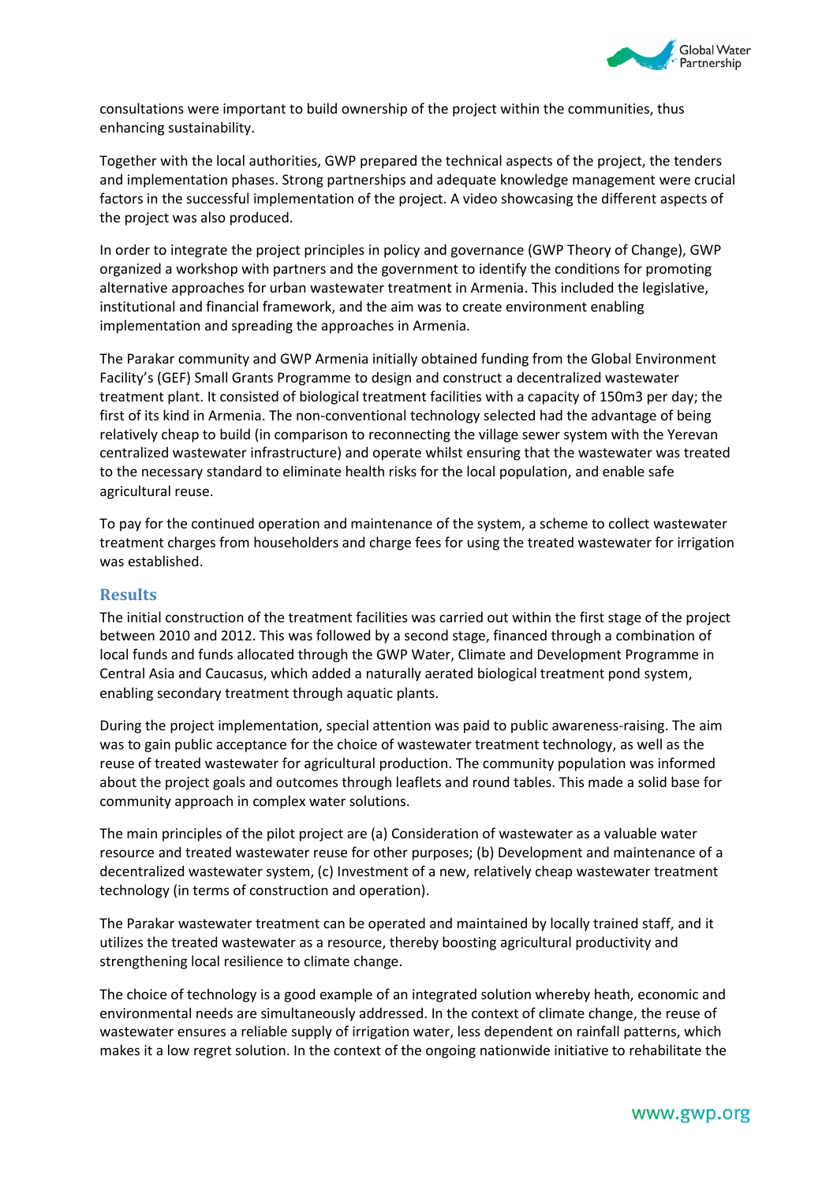consultations were important to build ownership of the project within the communities, thus enhancing sustainability.

Together with the local authorities, GWP prepared the technical aspects of the project, the tenders and implementation phases. Strong partnerships and adequate knowledge management were crucial factors in the successful implementation of the project. A video showcasing the different aspects of the project was also produced.

In order to integrate the project principles in policy and governance (GWP Theory of Change), GWP organized a workshop with partners and the government to identify the conditions for promoting alternative approaches for urban wastewater treatment in Armenia. This included the legislative, institutional and financial framework, and the aim was to create environment enabling implementation and spreading the approaches in Armenia.

The Parakar community and GWP Armenia initially obtained funding from the Global Environment Facility's (GEF) Small Grants Programme to design and construct a decentralized wastewater treatment plant. It consisted of biological treatment facilities with a capacity of 150m3 per day; the first of its kind in Armenia. The non-conventional technology selected had the advantage of being relatively cheap to build (in comparison to reconnecting the village sewer system with the Yerevan centralized wastewater infrastructure) and operate whilst ensuring that the wastewater was treated to the necessary standard to eliminate health risks for the local population, and enable safe agricultural reuse.

To pay for the continued operation and maintenance of the system, a scheme to collect wastewater treatment charges from householders and charge fees for using the treated wastewater for irrigation was established.

## Results

The initial construction of the treatment facilities was carried out within the first stage of the project between 2010 and 2012. This was followed by a second stage, financed through a combination of local funds and funds allocated through the GWP Water, Climate and Development Programme in Central Asia and Caucasus, which added a naturally aerated biological treatment pond system, enabling secondary treatment through aquatic plants.

During the project implementation, special attention was paid to public awareness-raising. The aim was to gain public acceptance for the choice of wastewater treatment technology, as well as the reuse of treated wastewater for agricultural production. The community population was informed about the project goals and outcomes through leaflets and round tables. This made a solid base for community approach in complex water solutions.

The main principles of the pilot project are (a) Consideration of wastewater as a valuable water resource and treated wastewater reuse for other purposes; (b) Development and maintenance of a decentralized wastewater system, (c) Investment of a new, relatively cheap wastewater treatment technology (in terms of construction and operation).

The Parakar wastewater treatment can be operated and maintained by locally trained staff, and it utilizes the treated wastewater as a resource, thereby boosting agricultural productivity and strengthening local resilience to climate change.

The choice of technology is a good example of an integrated solution whereby heath, economic and environmental needs are simultaneously addressed. In the context of climate change, the reuse of wastewater ensures a reliable supply of irrigation water, less dependent on rainfall patterns, which makes it a low regret solution. In the context of the ongoing nationwide initiative to rehabilitate the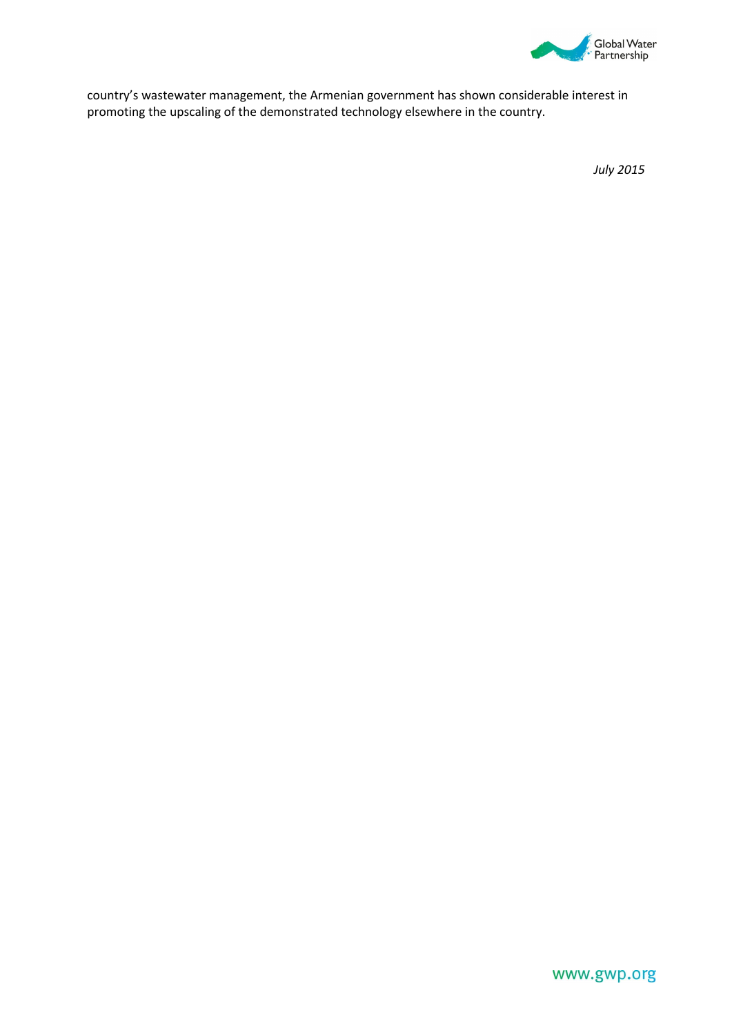country's wastewater management, the Armenian government has shown considerable interest in promoting the upscaling of the demonstrated technology elsewhere in the country.

*July 2015*